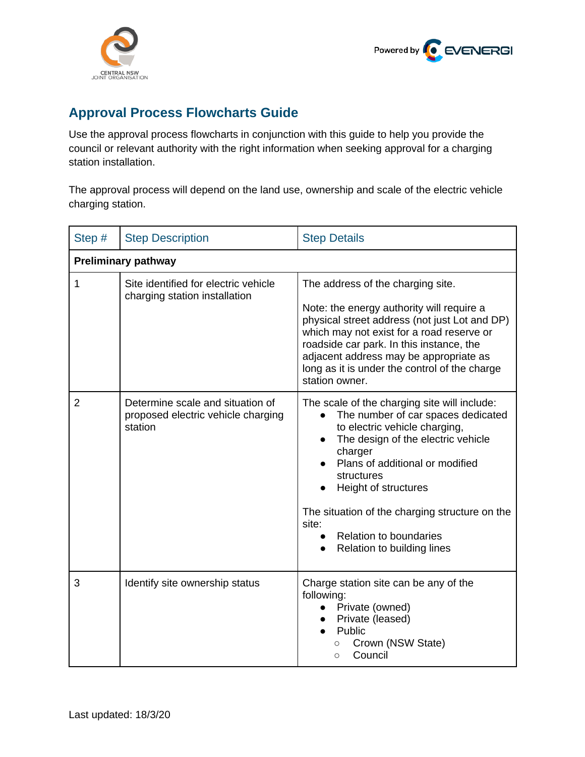## Approval Process Flowcharts Guide

Use the approval process flowcharts in conjunction with this guide to help you provide the council or relevant authority with the right information when seeking approval for a charging station installation.

The approval process will depend on the land use, ownership and scale of the electric vehicle charging station.

| Step # | Step Description | Step Details |
|---|---|---|
| **Preliminary pathway** | | |
| 1 | Site identified for electric vehicle charging station installation | The address of the charging site.<br><br>Note: the energy authority will require a physical street address (not just Lot and DP) which may not exist for a road reserve or roadside car park. In this instance, the adjacent address may be appropriate as long as it is under the control of the charge station owner. |
| 2 | Determine scale and situation of proposed electric vehicle charging station | The scale of the charging site will include:<br>● The number of car spaces dedicated to electric vehicle charging,<br>● The design of the electric vehicle charger<br>● Plans of additional or modified structures<br>● Height of structures<br><br>The situation of the charging structure on the site:<br>● Relation to boundaries<br>● Relation to building lines |
| 3 | Identify site ownership status | Charge station site can be any of the following:<br>● Private (owned)<br>● Private (leased)<br>● Public<br>○ Crown (NSW State)<br>○ Council |

Last updated: 18/3/20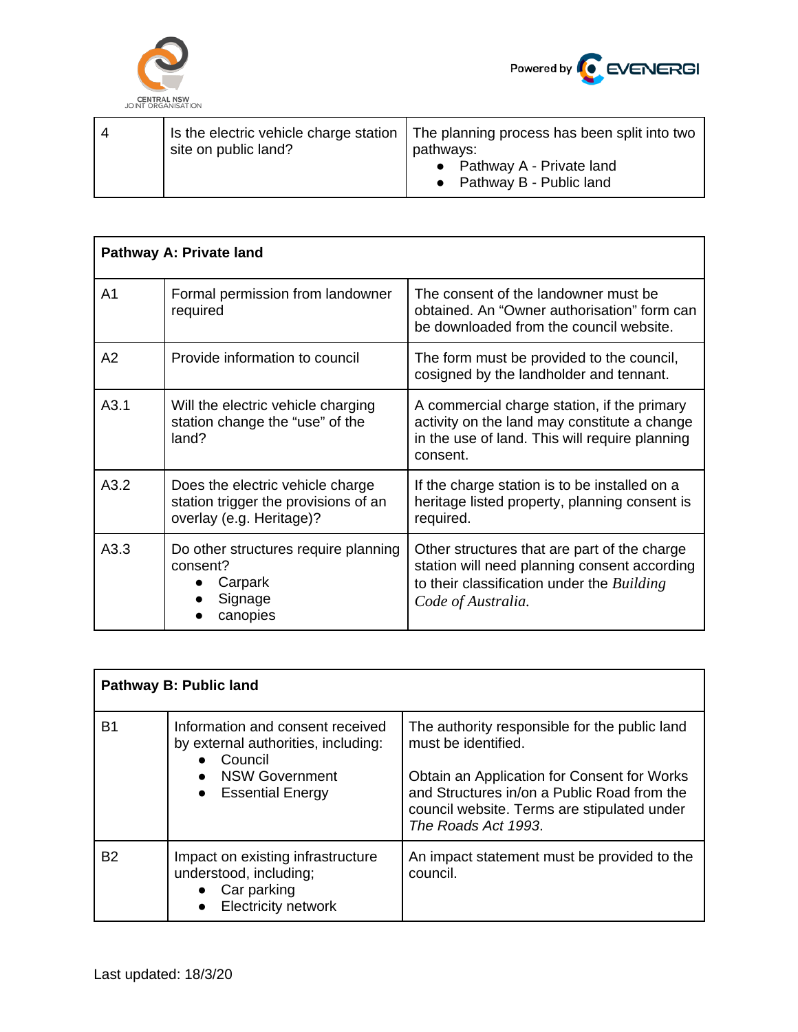| 4 | Is the electric vehicle charge station site on public land? | The planning process has been split into two pathways:<br>• Pathway A - Private land<br>• Pathway B - Public land |
|---|---|---|

| **Pathway A: Private land** | | |
|---|---|---|
| A1 | Formal permission from landowner required | The consent of the landowner must be obtained. An “Owner authorisation” form can be downloaded from the council website. |
| A2 | Provide information to council | The form must be provided to the council, cosigned by the landholder and tennant. |
| A3.1 | Will the electric vehicle charging station change the “use” of the land? | A commercial charge station, if the primary activity on the land may constitute a change in the use of land. This will require planning consent. |
| A3.2 | Does the electric vehicle charge station trigger the provisions of an overlay (e.g. Heritage)? | If the charge station is to be installed on a heritage listed property, planning consent is required. |
| A3.3 | Do other structures require planning consent?<br>• Carpark<br>• Signage<br>• canopies | Other structures that are part of the charge station will need planning consent according to their classification under the *Building Code of Australia*. |

| **Pathway B: Public land** | | |
|---|---|---|
| B1 | Information and consent received by external authorities, including:<br>• Council<br>• NSW Government<br>• Essential Energy | The authority responsible for the public land must be identified.<br><br>Obtain an Application for Consent for Works and Structures in/on a Public Road from the council website. Terms are stipulated under *The Roads Act 1993*. |
| B2 | Impact on existing infrastructure understood, including;<br>• Car parking<br>• Electricity network | An impact statement must be provided to the council. |

Last updated: 18/3/20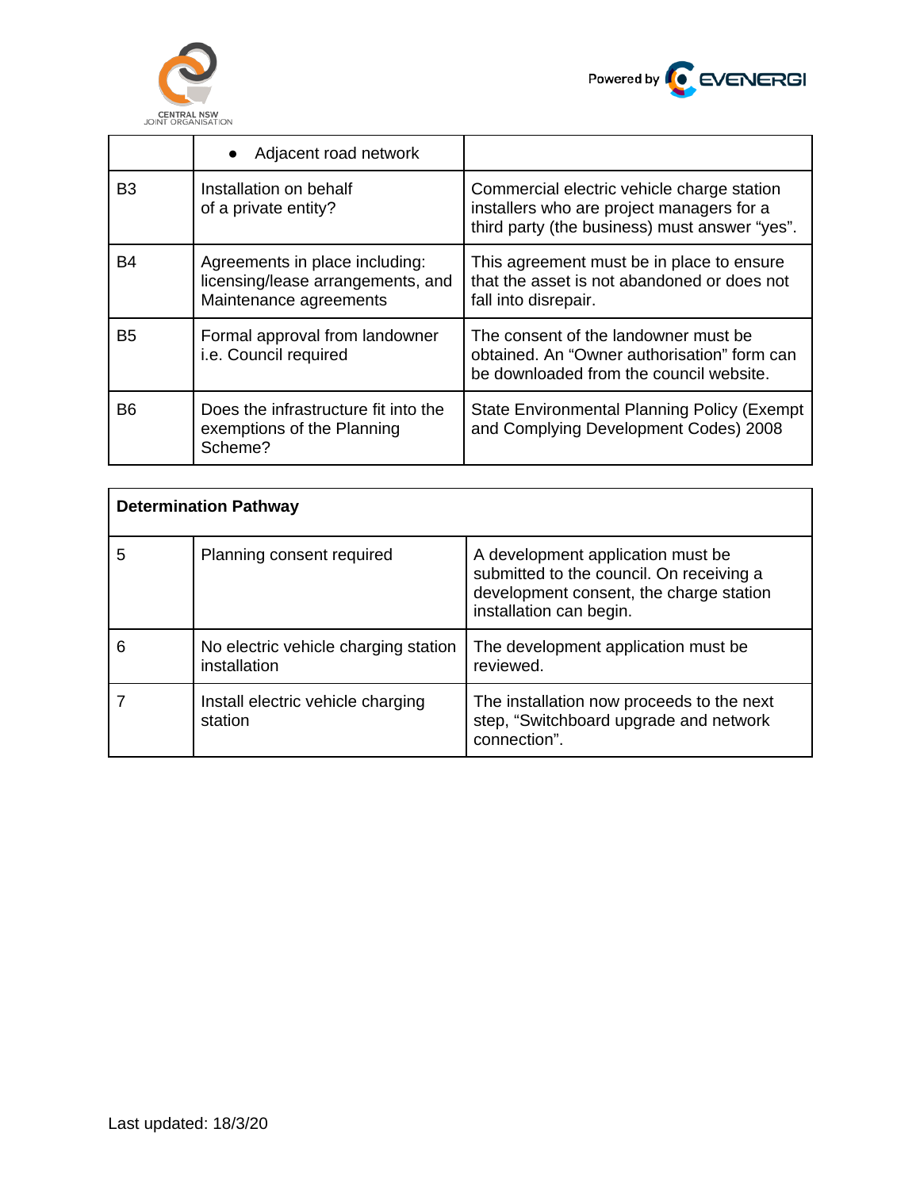| | | |
|---|---|---|
| | • Adjacent road network | |
| B3 | Installation on behalf of a private entity? | Commercial electric vehicle charge station installers who are project managers for a third party (the business) must answer "yes". |
| B4 | Agreements in place including: licensing/lease arrangements, and Maintenance agreements | This agreement must be in place to ensure that the asset is not abandoned or does not fall into disrepair. |
| B5 | Formal approval from landowner i.e. Council required | The consent of the landowner must be obtained. An "Owner authorisation" form can be downloaded from the council website. |
| B6 | Does the infrastructure fit into the exemptions of the Planning Scheme? | State Environmental Planning Policy (Exempt and Complying Development Codes) 2008 |

| **Determination Pathway** | | |
|---|---|---|
| 5 | Planning consent required | A development application must be submitted to the council. On receiving a development consent, the charge station installation can begin. |
| 6 | No electric vehicle charging station installation | The development application must be reviewed. |
| 7 | Install electric vehicle charging station | The installation now proceeds to the next step, "Switchboard upgrade and network connection". |

Last updated: 18/3/20